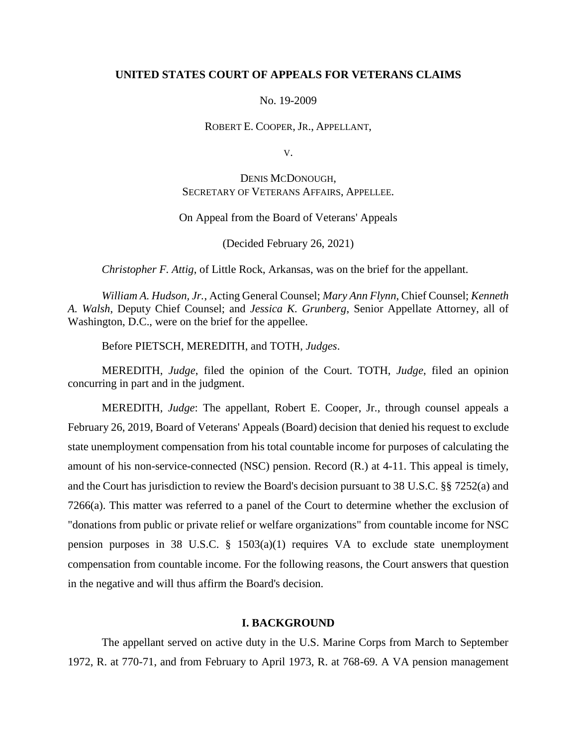**UNITED STATES COURT OF APPEALS FOR VETERANS CLAIMS**

No. 19-2009

ROBERT E. COOPER, JR., APPELLANT,

V.

DENIS MCDONOUGH,
SECRETARY OF VETERANS AFFAIRS, APPELLEE.

On Appeal from the Board of Veterans' Appeals

(Decided February 26, 2021)

*Christopher F. Attig*, of Little Rock, Arkansas, was on the brief for the appellant.

*William A. Hudson, Jr.*, Acting General Counsel; *Mary Ann Flynn*, Chief Counsel; *Kenneth A. Walsh*, Deputy Chief Counsel; and *Jessica K. Grunberg*, Senior Appellate Attorney, all of Washington, D.C., were on the brief for the appellee.

Before PIETSCH, MEREDITH, and TOTH, *Judges*.

MEREDITH, *Judge*, filed the opinion of the Court. TOTH, *Judge*, filed an opinion concurring in part and in the judgment.

MEREDITH, *Judge*: The appellant, Robert E. Cooper, Jr., through counsel appeals a February 26, 2019, Board of Veterans' Appeals (Board) decision that denied his request to exclude state unemployment compensation from his total countable income for purposes of calculating the amount of his non-service-connected (NSC) pension. Record (R.) at 4-11. This appeal is timely, and the Court has jurisdiction to review the Board's decision pursuant to 38 U.S.C. §§ 7252(a) and 7266(a). This matter was referred to a panel of the Court to determine whether the exclusion of "donations from public or private relief or welfare organizations" from countable income for NSC pension purposes in 38 U.S.C. § 1503(a)(1) requires VA to exclude state unemployment compensation from countable income. For the following reasons, the Court answers that question in the negative and will thus affirm the Board's decision.

## I. BACKGROUND

The appellant served on active duty in the U.S. Marine Corps from March to September 1972, R. at 770-71, and from February to April 1973, R. at 768-69. A VA pension management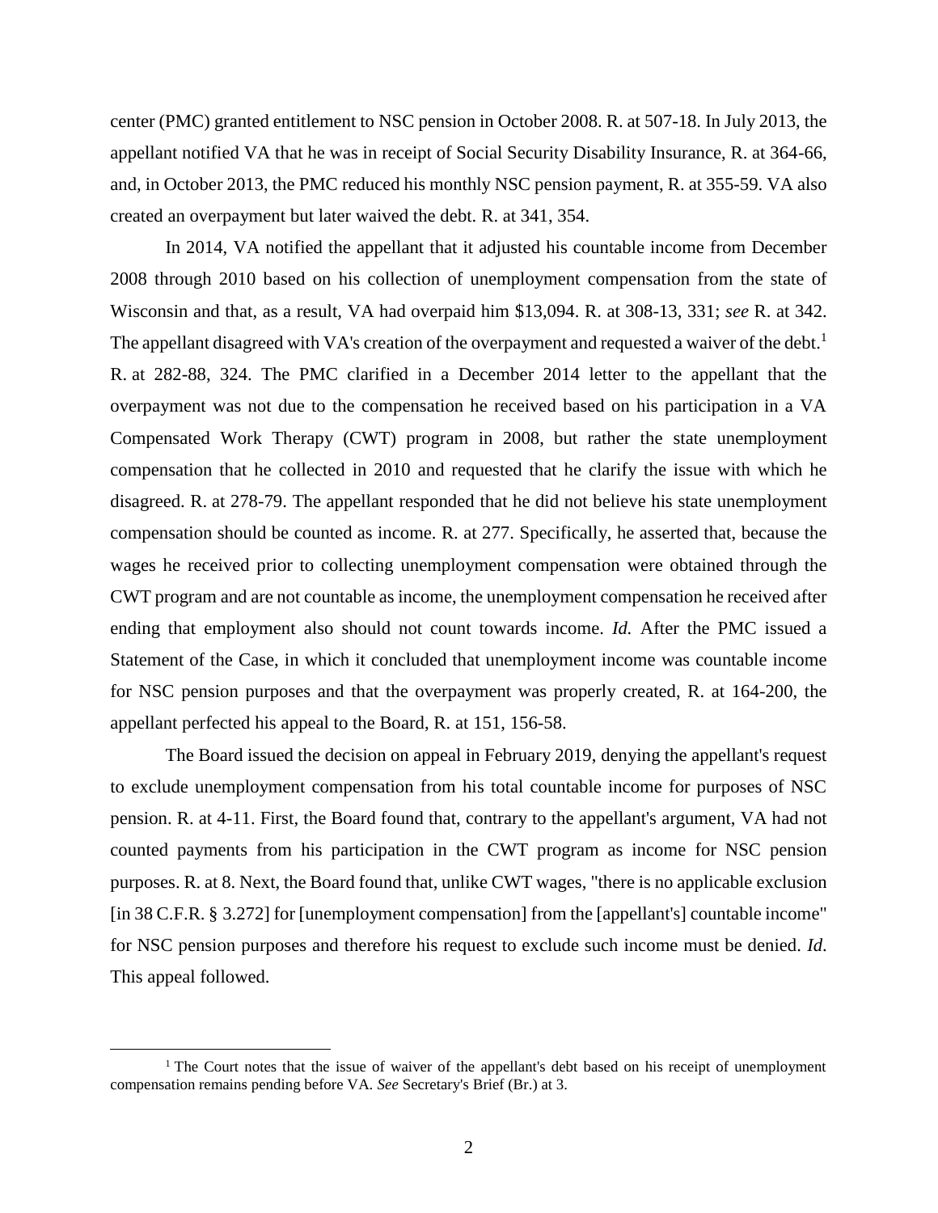center (PMC) granted entitlement to NSC pension in October 2008. R. at 507-18. In July 2013, the appellant notified VA that he was in receipt of Social Security Disability Insurance, R. at 364-66, and, in October 2013, the PMC reduced his monthly NSC pension payment, R. at 355-59. VA also created an overpayment but later waived the debt. R. at 341, 354.

In 2014, VA notified the appellant that it adjusted his countable income from December 2008 through 2010 based on his collection of unemployment compensation from the state of Wisconsin and that, as a result, VA had overpaid him $13,094. R. at 308-13, 331; *see* R. at 342. The appellant disagreed with VA's creation of the overpayment and requested a waiver of the debt.[1] R. at 282-88, 324. The PMC clarified in a December 2014 letter to the appellant that the overpayment was not due to the compensation he received based on his participation in a VA Compensated Work Therapy (CWT) program in 2008, but rather the state unemployment compensation that he collected in 2010 and requested that he clarify the issue with which he disagreed. R. at 278-79. The appellant responded that he did not believe his state unemployment compensation should be counted as income. R. at 277. Specifically, he asserted that, because the wages he received prior to collecting unemployment compensation were obtained through the CWT program and are not countable as income, the unemployment compensation he received after ending that employment also should not count towards income. *Id.* After the PMC issued a Statement of the Case, in which it concluded that unemployment income was countable income for NSC pension purposes and that the overpayment was properly created, R. at 164-200, the appellant perfected his appeal to the Board, R. at 151, 156-58.

The Board issued the decision on appeal in February 2019, denying the appellant's request to exclude unemployment compensation from his total countable income for purposes of NSC pension. R. at 4-11. First, the Board found that, contrary to the appellant's argument, VA had not counted payments from his participation in the CWT program as income for NSC pension purposes. R. at 8. Next, the Board found that, unlike CWT wages, "there is no applicable exclusion [in 38 C.F.R. § 3.272] for [unemployment compensation] from the [appellant's] countable income" for NSC pension purposes and therefore his request to exclude such income must be denied. *Id*. This appeal followed.

[1] The Court notes that the issue of waiver of the appellant's debt based on his receipt of unemployment compensation remains pending before VA. *See* Secretary's Brief (Br.) at 3.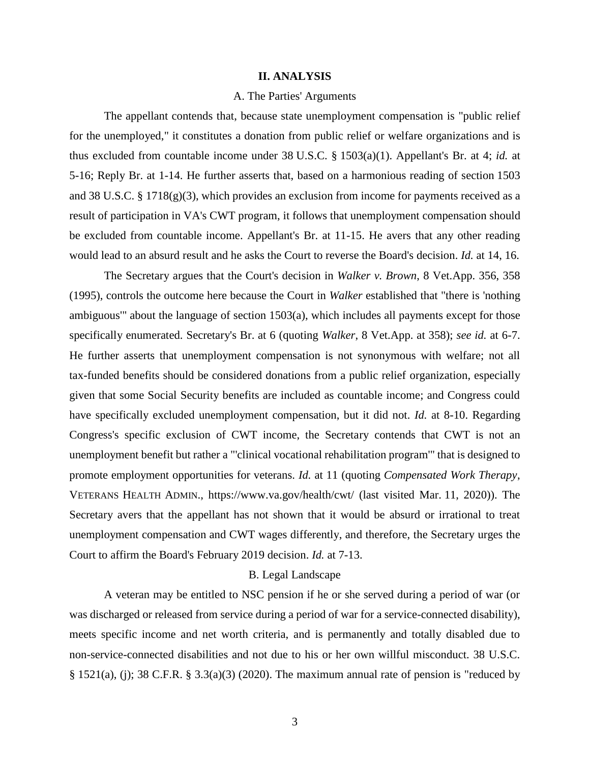## II. ANALYSIS

### A. The Parties' Arguments

The appellant contends that, because state unemployment compensation is "public relief for the unemployed," it constitutes a donation from public relief or welfare organizations and is thus excluded from countable income under 38 U.S.C. § 1503(a)(1). Appellant's Br. at 4; *id.* at 5-16; Reply Br. at 1-14. He further asserts that, based on a harmonious reading of section 1503 and 38 U.S.C. § 1718(g)(3), which provides an exclusion from income for payments received as a result of participation in VA's CWT program, it follows that unemployment compensation should be excluded from countable income. Appellant's Br. at 11-15. He avers that any other reading would lead to an absurd result and he asks the Court to reverse the Board's decision. *Id.* at 14, 16.

The Secretary argues that the Court's decision in *Walker v. Brown*, 8 Vet.App. 356, 358 (1995), controls the outcome here because the Court in *Walker* established that "there is 'nothing ambiguous'" about the language of section 1503(a), which includes all payments except for those specifically enumerated. Secretary's Br. at 6 (quoting *Walker*, 8 Vet.App. at 358); *see id.* at 6-7. He further asserts that unemployment compensation is not synonymous with welfare; not all tax-funded benefits should be considered donations from a public relief organization, especially given that some Social Security benefits are included as countable income; and Congress could have specifically excluded unemployment compensation, but it did not. *Id.* at 8-10. Regarding Congress's specific exclusion of CWT income, the Secretary contends that CWT is not an unemployment benefit but rather a "'clinical vocational rehabilitation program'" that is designed to promote employment opportunities for veterans. *Id.* at 11 (quoting *Compensated Work Therapy*, VETERANS HEALTH ADMIN., https://www.va.gov/health/cwt/ (last visited Mar. 11, 2020)). The Secretary avers that the appellant has not shown that it would be absurd or irrational to treat unemployment compensation and CWT wages differently, and therefore, the Secretary urges the Court to affirm the Board's February 2019 decision. *Id.* at 7-13.

### B. Legal Landscape

A veteran may be entitled to NSC pension if he or she served during a period of war (or was discharged or released from service during a period of war for a service-connected disability), meets specific income and net worth criteria, and is permanently and totally disabled due to non-service-connected disabilities and not due to his or her own willful misconduct. 38 U.S.C. § 1521(a), (j); 38 C.F.R. § 3.3(a)(3) (2020). The maximum annual rate of pension is "reduced by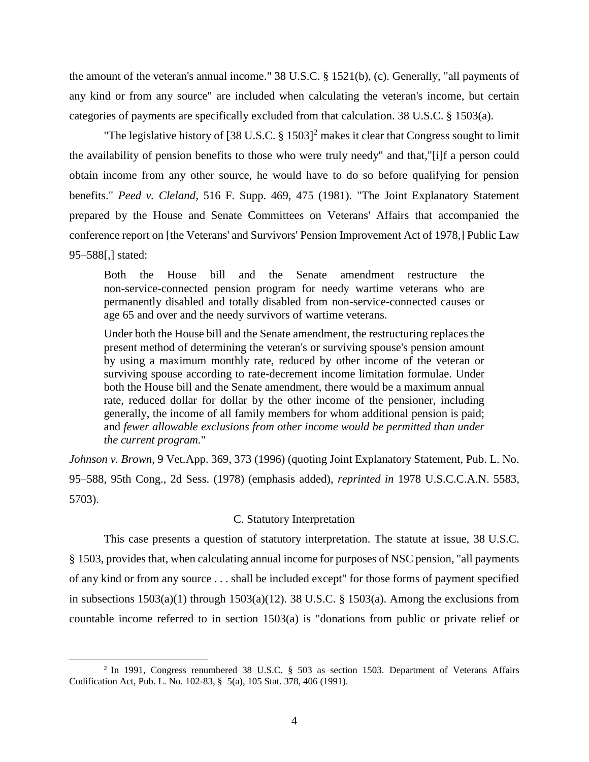the amount of the veteran's annual income." 38 U.S.C. § 1521(b), (c). Generally, "all payments of any kind or from any source" are included when calculating the veteran's income, but certain categories of payments are specifically excluded from that calculation. 38 U.S.C. § 1503(a).

"The legislative history of [38 U.S.C. § 1503][2] makes it clear that Congress sought to limit the availability of pension benefits to those who were truly needy" and that,"[i]f a person could obtain income from any other source, he would have to do so before qualifying for pension benefits." *Peed v. Cleland*, 516 F. Supp. 469, 475 (1981). "The Joint Explanatory Statement prepared by the House and Senate Committees on Veterans' Affairs that accompanied the conference report on [the Veterans' and Survivors' Pension Improvement Act of 1978,] Public Law 95–588[,] stated:

> Both the House bill and the Senate amendment restructure the non-service-connected pension program for needy wartime veterans who are permanently disabled and totally disabled from non-service-connected causes or age 65 and over and the needy survivors of wartime veterans.
>
> Under both the House bill and the Senate amendment, the restructuring replaces the present method of determining the veteran's or surviving spouse's pension amount by using a maximum monthly rate, reduced by other income of the veteran or surviving spouse according to rate-decrement income limitation formulae. Under both the House bill and the Senate amendment, there would be a maximum annual rate, reduced dollar for dollar by the other income of the pensioner, including generally, the income of all family members for whom additional pension is paid; and *fewer allowable exclusions from other income would be permitted than under the current program.*"

*Johnson v. Brown*, 9 Vet.App. 369, 373 (1996) (quoting Joint Explanatory Statement, Pub. L. No. 95–588, 95th Cong., 2d Sess. (1978) (emphasis added), *reprinted in* 1978 U.S.C.C.A.N. 5583, 5703).

### C. Statutory Interpretation

This case presents a question of statutory interpretation. The statute at issue, 38 U.S.C. § 1503, provides that, when calculating annual income for purposes of NSC pension, "all payments of any kind or from any source . . . shall be included except" for those forms of payment specified in subsections 1503(a)(1) through 1503(a)(12). 38 U.S.C. § 1503(a). Among the exclusions from countable income referred to in section 1503(a) is "donations from public or private relief or

---

[2] In 1991, Congress renumbered 38 U.S.C. § 503 as section 1503. Department of Veterans Affairs Codification Act, Pub. L. No. 102-83, § 5(a), 105 Stat. 378, 406 (1991).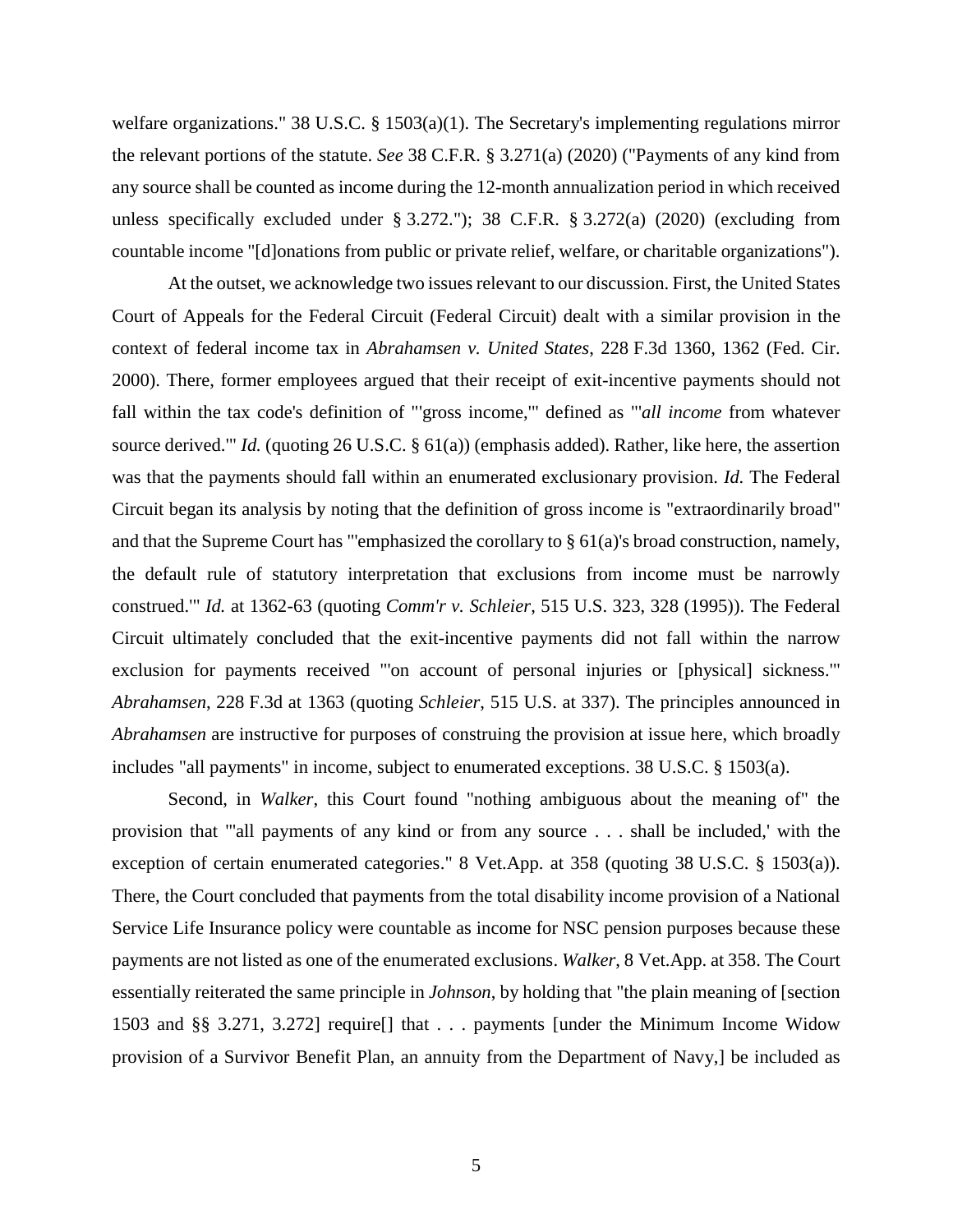welfare organizations." 38 U.S.C. § 1503(a)(1). The Secretary's implementing regulations mirror the relevant portions of the statute. *See* 38 C.F.R. § 3.271(a) (2020) ("Payments of any kind from any source shall be counted as income during the 12-month annualization period in which received unless specifically excluded under § 3.272."); 38 C.F.R. § 3.272(a) (2020) (excluding from countable income "[d]onations from public or private relief, welfare, or charitable organizations").

At the outset, we acknowledge two issues relevant to our discussion. First, the United States Court of Appeals for the Federal Circuit (Federal Circuit) dealt with a similar provision in the context of federal income tax in *Abrahamsen v. United States*, 228 F.3d 1360, 1362 (Fed. Cir. 2000). There, former employees argued that their receipt of exit-incentive payments should not fall within the tax code's definition of "'gross income,'" defined as "'*all income* from whatever source derived.'" *Id.* (quoting 26 U.S.C. § 61(a)) (emphasis added). Rather, like here, the assertion was that the payments should fall within an enumerated exclusionary provision. *Id.* The Federal Circuit began its analysis by noting that the definition of gross income is "extraordinarily broad" and that the Supreme Court has "'emphasized the corollary to § 61(a)'s broad construction, namely, the default rule of statutory interpretation that exclusions from income must be narrowly construed.'" *Id.* at 1362-63 (quoting *Comm'r v. Schleier*, 515 U.S. 323, 328 (1995)). The Federal Circuit ultimately concluded that the exit-incentive payments did not fall within the narrow exclusion for payments received "'on account of personal injuries or [physical] sickness.'" *Abrahamsen*, 228 F.3d at 1363 (quoting *Schleier*, 515 U.S. at 337). The principles announced in *Abrahamsen* are instructive for purposes of construing the provision at issue here, which broadly includes "all payments" in income, subject to enumerated exceptions. 38 U.S.C. § 1503(a).

Second, in *Walker*, this Court found "nothing ambiguous about the meaning of" the provision that "'all payments of any kind or from any source . . . shall be included,' with the exception of certain enumerated categories." 8 Vet.App. at 358 (quoting 38 U.S.C. § 1503(a)). There, the Court concluded that payments from the total disability income provision of a National Service Life Insurance policy were countable as income for NSC pension purposes because these payments are not listed as one of the enumerated exclusions. *Walker*, 8 Vet.App. at 358. The Court essentially reiterated the same principle in *Johnson*, by holding that "the plain meaning of [section 1503 and §§ 3.271, 3.272] require[] that . . . payments [under the Minimum Income Widow provision of a Survivor Benefit Plan, an annuity from the Department of Navy,] be included as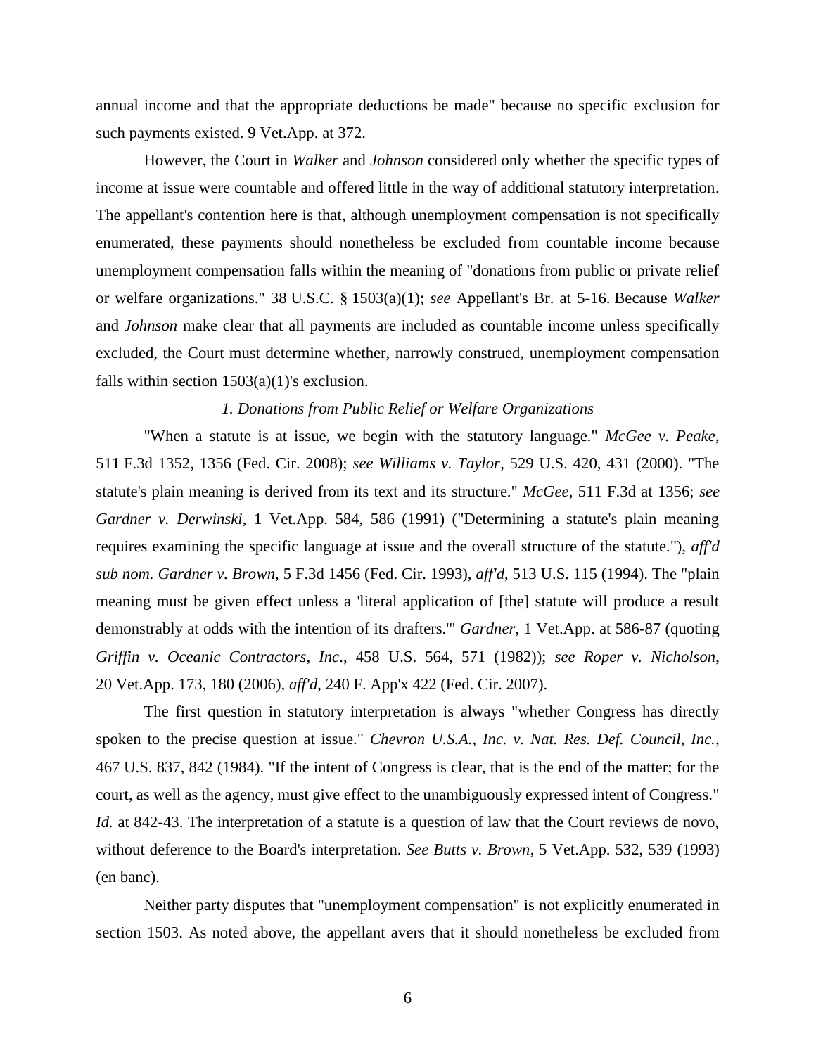annual income and that the appropriate deductions be made" because no specific exclusion for such payments existed. 9 Vet.App. at 372.

However, the Court in *Walker* and *Johnson* considered only whether the specific types of income at issue were countable and offered little in the way of additional statutory interpretation. The appellant's contention here is that, although unemployment compensation is not specifically enumerated, these payments should nonetheless be excluded from countable income because unemployment compensation falls within the meaning of "donations from public or private relief or welfare organizations." 38 U.S.C. § 1503(a)(1); *see* Appellant's Br. at 5-16. Because *Walker* and *Johnson* make clear that all payments are included as countable income unless specifically excluded, the Court must determine whether, narrowly construed, unemployment compensation falls within section 1503(a)(1)'s exclusion.

### *1. Donations from Public Relief or Welfare Organizations*

"When a statute is at issue, we begin with the statutory language." *McGee v. Peake*, 511 F.3d 1352, 1356 (Fed. Cir. 2008); *see Williams v. Taylor*, 529 U.S. 420, 431 (2000). "The statute's plain meaning is derived from its text and its structure." *McGee*, 511 F.3d at 1356; *see Gardner v. Derwinski*, 1 Vet.App. 584, 586 (1991) ("Determining a statute's plain meaning requires examining the specific language at issue and the overall structure of the statute."), *aff'd sub nom. Gardner v. Brown*, 5 F.3d 1456 (Fed. Cir. 1993), *aff'd*, 513 U.S. 115 (1994). The "plain meaning must be given effect unless a 'literal application of [the] statute will produce a result demonstrably at odds with the intention of its drafters.'" *Gardner*, 1 Vet.App. at 586-87 (quoting *Griffin v. Oceanic Contractors, Inc*., 458 U.S. 564, 571 (1982)); *see Roper v. Nicholson*, 20 Vet.App. 173, 180 (2006), *aff'd*, 240 F. App'x 422 (Fed. Cir. 2007).

The first question in statutory interpretation is always "whether Congress has directly spoken to the precise question at issue." *Chevron U.S.A., Inc. v. Nat. Res. Def. Council, Inc.*, 467 U.S. 837, 842 (1984). "If the intent of Congress is clear, that is the end of the matter; for the court, as well as the agency, must give effect to the unambiguously expressed intent of Congress." *Id.* at 842-43. The interpretation of a statute is a question of law that the Court reviews de novo, without deference to the Board's interpretation. *See Butts v. Brown*, 5 Vet.App. 532, 539 (1993) (en banc).

Neither party disputes that "unemployment compensation" is not explicitly enumerated in section 1503. As noted above, the appellant avers that it should nonetheless be excluded from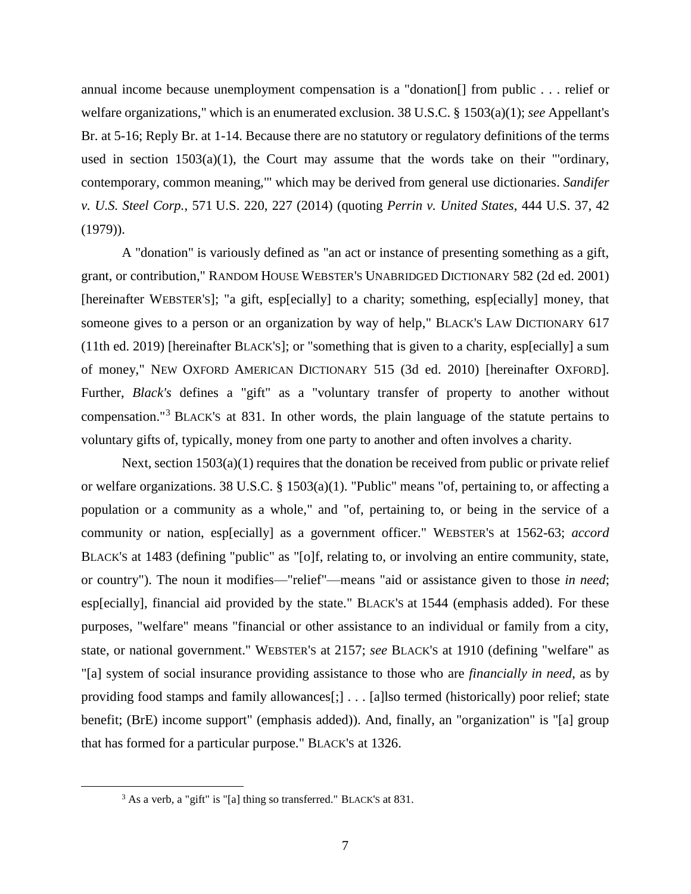annual income because unemployment compensation is a "donation[] from public . . . relief or welfare organizations," which is an enumerated exclusion. 38 U.S.C. § 1503(a)(1); *see* Appellant's Br. at 5-16; Reply Br. at 1-14. Because there are no statutory or regulatory definitions of the terms used in section 1503(a)(1), the Court may assume that the words take on their "'ordinary, contemporary, common meaning,'" which may be derived from general use dictionaries. *Sandifer v. U.S. Steel Corp.*, 571 U.S. 220, 227 (2014) (quoting *Perrin v. United States*, 444 U.S. 37, 42 (1979)).

A "donation" is variously defined as "an act or instance of presenting something as a gift, grant, or contribution," RANDOM HOUSE WEBSTER'S UNABRIDGED DICTIONARY 582 (2d ed. 2001) [hereinafter WEBSTER'S]; "a gift, esp[ecially] to a charity; something, esp[ecially] money, that someone gives to a person or an organization by way of help," BLACK'S LAW DICTIONARY 617 (11th ed. 2019) [hereinafter BLACK'S]; or "something that is given to a charity, esp[ecially] a sum of money," NEW OXFORD AMERICAN DICTIONARY 515 (3d ed. 2010) [hereinafter OXFORD]. Further, *Black's* defines a "gift" as a "voluntary transfer of property to another without compensation."[3] BLACK'S at 831. In other words, the plain language of the statute pertains to voluntary gifts of, typically, money from one party to another and often involves a charity.

Next, section 1503(a)(1) requires that the donation be received from public or private relief or welfare organizations. 38 U.S.C. § 1503(a)(1). "Public" means "of, pertaining to, or affecting a population or a community as a whole," and "of, pertaining to, or being in the service of a community or nation, esp[ecially] as a government officer." WEBSTER'S at 1562-63; *accord* BLACK'S at 1483 (defining "public" as "[o]f, relating to, or involving an entire community, state, or country"). The noun it modifies—"relief"—means "aid or assistance given to those *in need*; esp[ecially], financial aid provided by the state." BLACK'S at 1544 (emphasis added). For these purposes, "welfare" means "financial or other assistance to an individual or family from a city, state, or national government." WEBSTER'S at 2157; *see* BLACK'S at 1910 (defining "welfare" as "[a] system of social insurance providing assistance to those who are *financially in need*, as by providing food stamps and family allowances[;] . . . [a]lso termed (historically) poor relief; state benefit; (BrE) income support" (emphasis added)). And, finally, an "organization" is "[a] group that has formed for a particular purpose." BLACK'S at 1326.

[3] As a verb, a "gift" is "[a] thing so transferred." BLACK'S at 831.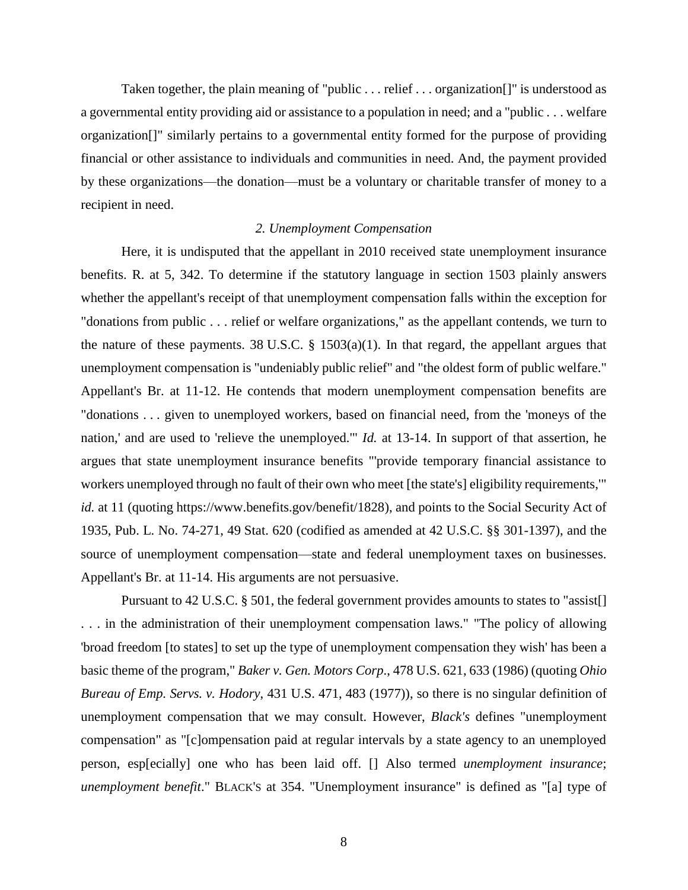Taken together, the plain meaning of "public . . . relief . . . organization[]" is understood as a governmental entity providing aid or assistance to a population in need; and a "public . . . welfare organization[]" similarly pertains to a governmental entity formed for the purpose of providing financial or other assistance to individuals and communities in need. And, the payment provided by these organizations—the donation—must be a voluntary or charitable transfer of money to a recipient in need.

*2. Unemployment Compensation*

Here, it is undisputed that the appellant in 2010 received state unemployment insurance benefits. R. at 5, 342. To determine if the statutory language in section 1503 plainly answers whether the appellant's receipt of that unemployment compensation falls within the exception for "donations from public . . . relief or welfare organizations," as the appellant contends, we turn to the nature of these payments. 38 U.S.C. § 1503(a)(1). In that regard, the appellant argues that unemployment compensation is "undeniably public relief" and "the oldest form of public welfare." Appellant's Br. at 11-12. He contends that modern unemployment compensation benefits are "donations . . . given to unemployed workers, based on financial need, from the 'moneys of the nation,' and are used to 'relieve the unemployed.'" *Id.* at 13-14. In support of that assertion, he argues that state unemployment insurance benefits "'provide temporary financial assistance to workers unemployed through no fault of their own who meet [the state's] eligibility requirements,'" *id.* at 11 (quoting https://www.benefits.gov/benefit/1828), and points to the Social Security Act of 1935, Pub. L. No. 74-271, 49 Stat. 620 (codified as amended at 42 U.S.C. §§ 301-1397), and the source of unemployment compensation—state and federal unemployment taxes on businesses. Appellant's Br. at 11-14. His arguments are not persuasive.

Pursuant to 42 U.S.C. § 501, the federal government provides amounts to states to "assist[] . . . in the administration of their unemployment compensation laws." "The policy of allowing 'broad freedom [to states] to set up the type of unemployment compensation they wish' has been a basic theme of the program," *Baker v. Gen. Motors Corp.*, 478 U.S. 621, 633 (1986) (quoting *Ohio Bureau of Emp. Servs. v. Hodory*, 431 U.S. 471, 483 (1977)), so there is no singular definition of unemployment compensation that we may consult. However, *Black's* defines "unemployment compensation" as "[c]ompensation paid at regular intervals by a state agency to an unemployed person, esp[ecially] one who has been laid off. [] Also termed *unemployment insurance*; *unemployment benefit*." BLACK'S at 354. "Unemployment insurance" is defined as "[a] type of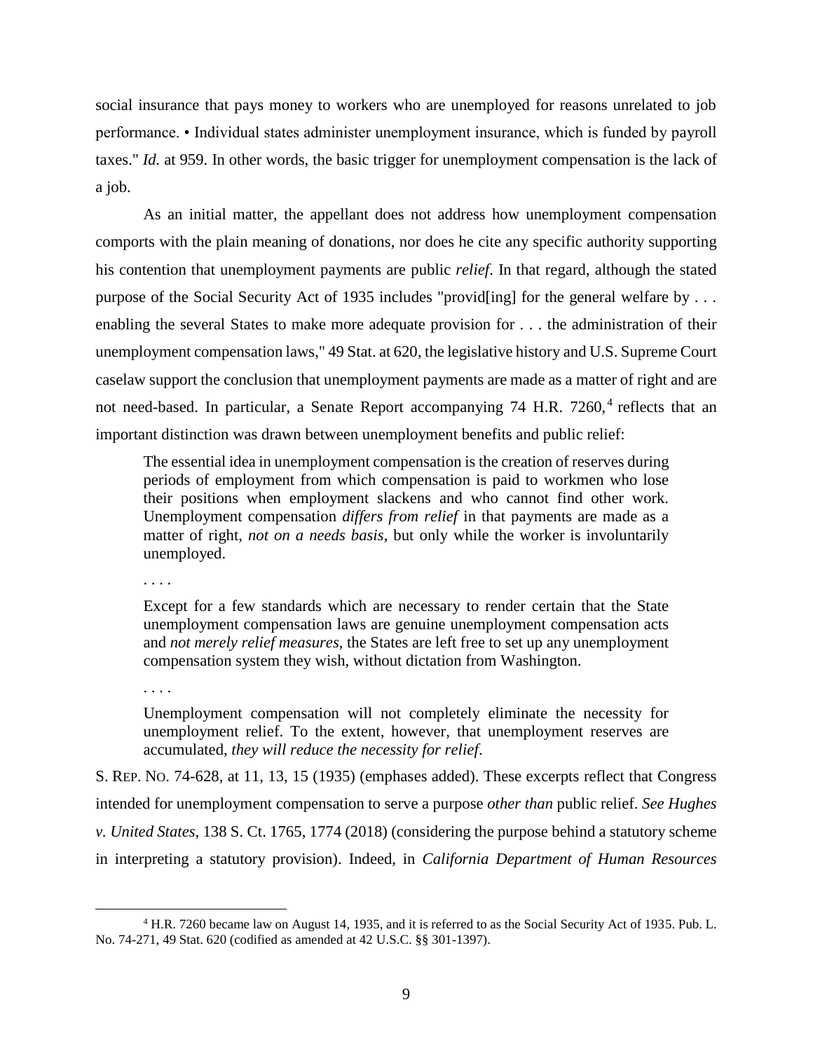social insurance that pays money to workers who are unemployed for reasons unrelated to job performance. • Individual states administer unemployment insurance, which is funded by payroll taxes." *Id.* at 959. In other words, the basic trigger for unemployment compensation is the lack of a job.

As an initial matter, the appellant does not address how unemployment compensation comports with the plain meaning of donations, nor does he cite any specific authority supporting his contention that unemployment payments are public *relief*. In that regard, although the stated purpose of the Social Security Act of 1935 includes "provid[ing] for the general welfare by . . . enabling the several States to make more adequate provision for . . . the administration of their unemployment compensation laws," 49 Stat. at 620, the legislative history and U.S. Supreme Court caselaw support the conclusion that unemployment payments are made as a matter of right and are not need-based. In particular, a Senate Report accompanying 74 H.R. 7260,[4] reflects that an important distinction was drawn between unemployment benefits and public relief:

> The essential idea in unemployment compensation is the creation of reserves during periods of employment from which compensation is paid to workmen who lose their positions when employment slackens and who cannot find other work. Unemployment compensation *differs from relief* in that payments are made as a matter of right, *not on a needs basis*, but only while the worker is involuntarily unemployed.
>
> . . . .
>
> Except for a few standards which are necessary to render certain that the State unemployment compensation laws are genuine unemployment compensation acts and *not merely relief measures*, the States are left free to set up any unemployment compensation system they wish, without dictation from Washington.
>
> . . . .
>
> Unemployment compensation will not completely eliminate the necessity for unemployment relief. To the extent, however, that unemployment reserves are accumulated, *they will reduce the necessity for relief*.

S. REP. NO. 74-628, at 11, 13, 15 (1935) (emphases added). These excerpts reflect that Congress intended for unemployment compensation to serve a purpose *other than* public relief. *See Hughes v. United States*, 138 S. Ct. 1765, 1774 (2018) (considering the purpose behind a statutory scheme in interpreting a statutory provision). Indeed, in *California Department of Human Resources*

---

[4] H.R. 7260 became law on August 14, 1935, and it is referred to as the Social Security Act of 1935. Pub. L. No. 74-271, 49 Stat. 620 (codified as amended at 42 U.S.C. §§ 301-1397).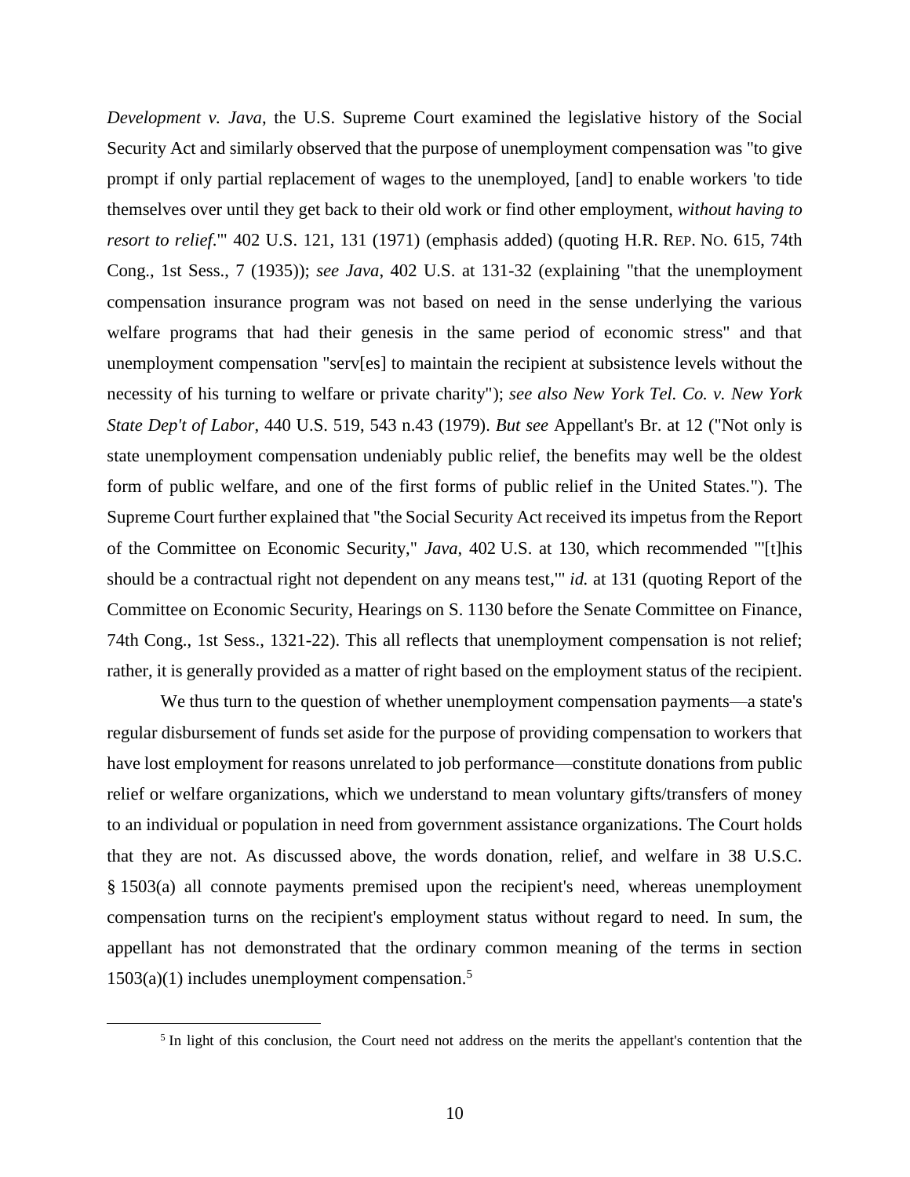*Development v. Java*, the U.S. Supreme Court examined the legislative history of the Social Security Act and similarly observed that the purpose of unemployment compensation was "to give prompt if only partial replacement of wages to the unemployed, [and] to enable workers 'to tide themselves over until they get back to their old work or find other employment, *without having to resort to relief.*'" 402 U.S. 121, 131 (1971) (emphasis added) (quoting H.R. REP. NO. 615, 74th Cong., 1st Sess., 7 (1935)); *see Java*, 402 U.S. at 131-32 (explaining "that the unemployment compensation insurance program was not based on need in the sense underlying the various welfare programs that had their genesis in the same period of economic stress" and that unemployment compensation "serv[es] to maintain the recipient at subsistence levels without the necessity of his turning to welfare or private charity"); *see also New York Tel. Co. v. New York State Dep't of Labor*, 440 U.S. 519, 543 n.43 (1979). *But see* Appellant's Br. at 12 ("Not only is state unemployment compensation undeniably public relief, the benefits may well be the oldest form of public welfare, and one of the first forms of public relief in the United States."). The Supreme Court further explained that "the Social Security Act received its impetus from the Report of the Committee on Economic Security," *Java*, 402 U.S. at 130, which recommended "'[t]his should be a contractual right not dependent on any means test,'" *id.* at 131 (quoting Report of the Committee on Economic Security, Hearings on S. 1130 before the Senate Committee on Finance, 74th Cong., 1st Sess., 1321-22). This all reflects that unemployment compensation is not relief; rather, it is generally provided as a matter of right based on the employment status of the recipient.

We thus turn to the question of whether unemployment compensation payments—a state's regular disbursement of funds set aside for the purpose of providing compensation to workers that have lost employment for reasons unrelated to job performance—constitute donations from public relief or welfare organizations, which we understand to mean voluntary gifts/transfers of money to an individual or population in need from government assistance organizations. The Court holds that they are not. As discussed above, the words donation, relief, and welfare in 38 U.S.C. § 1503(a) all connote payments premised upon the recipient's need, whereas unemployment compensation turns on the recipient's employment status without regard to need. In sum, the appellant has not demonstrated that the ordinary common meaning of the terms in section 1503(a)(1) includes unemployment compensation.[5]

[5] In light of this conclusion, the Court need not address on the merits the appellant's contention that the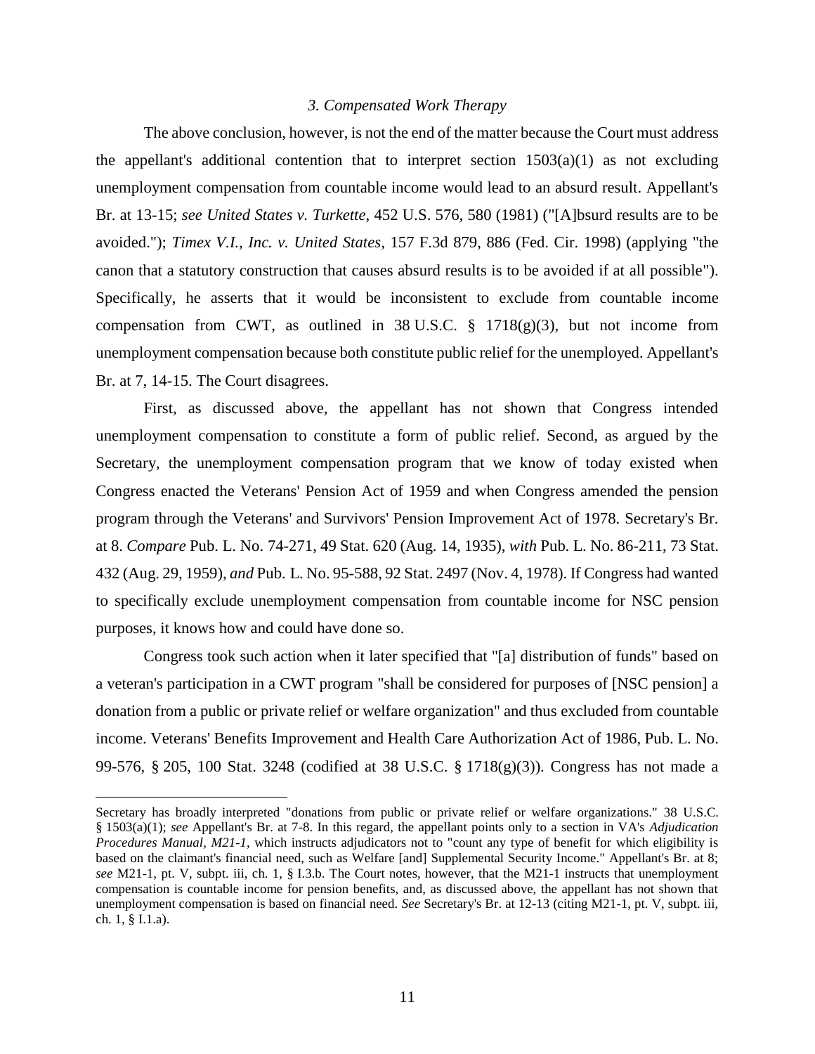### *3. Compensated Work Therapy*

The above conclusion, however, is not the end of the matter because the Court must address the appellant's additional contention that to interpret section 1503(a)(1) as not excluding unemployment compensation from countable income would lead to an absurd result. Appellant's Br. at 13-15; *see United States v. Turkette*, 452 U.S. 576, 580 (1981) ("[A]bsurd results are to be avoided."); *Timex V.I., Inc. v. United States*, 157 F.3d 879, 886 (Fed. Cir. 1998) (applying "the canon that a statutory construction that causes absurd results is to be avoided if at all possible"). Specifically, he asserts that it would be inconsistent to exclude from countable income compensation from CWT, as outlined in 38 U.S.C. § 1718(g)(3), but not income from unemployment compensation because both constitute public relief for the unemployed. Appellant's Br. at 7, 14-15. The Court disagrees.

First, as discussed above, the appellant has not shown that Congress intended unemployment compensation to constitute a form of public relief. Second, as argued by the Secretary, the unemployment compensation program that we know of today existed when Congress enacted the Veterans' Pension Act of 1959 and when Congress amended the pension program through the Veterans' and Survivors' Pension Improvement Act of 1978. Secretary's Br. at 8. *Compare* Pub. L. No. 74-271, 49 Stat. 620 (Aug. 14, 1935), *with* Pub. L. No. 86-211, 73 Stat. 432 (Aug. 29, 1959), *and* Pub. L. No. 95-588, 92 Stat. 2497 (Nov. 4, 1978). If Congress had wanted to specifically exclude unemployment compensation from countable income for NSC pension purposes, it knows how and could have done so.

Congress took such action when it later specified that "[a] distribution of funds" based on a veteran's participation in a CWT program "shall be considered for purposes of [NSC pension] a donation from a public or private relief or welfare organization" and thus excluded from countable income. Veterans' Benefits Improvement and Health Care Authorization Act of 1986, Pub. L. No. 99-576, § 205, 100 Stat. 3248 (codified at 38 U.S.C. § 1718(g)(3)). Congress has not made a

---

Secretary has broadly interpreted "donations from public or private relief or welfare organizations." 38 U.S.C. § 1503(a)(1); *see* Appellant's Br. at 7-8. In this regard, the appellant points only to a section in VA's *Adjudication Procedures Manual, M21-1*, which instructs adjudicators not to "count any type of benefit for which eligibility is based on the claimant's financial need, such as Welfare [and] Supplemental Security Income." Appellant's Br. at 8; *see* M21-1, pt. V, subpt. iii, ch. 1, § I.3.b. The Court notes, however, that the M21-1 instructs that unemployment compensation is countable income for pension benefits, and, as discussed above, the appellant has not shown that unemployment compensation is based on financial need. *See* Secretary's Br. at 12-13 (citing M21-1, pt. V, subpt. iii, ch. 1, § I.1.a).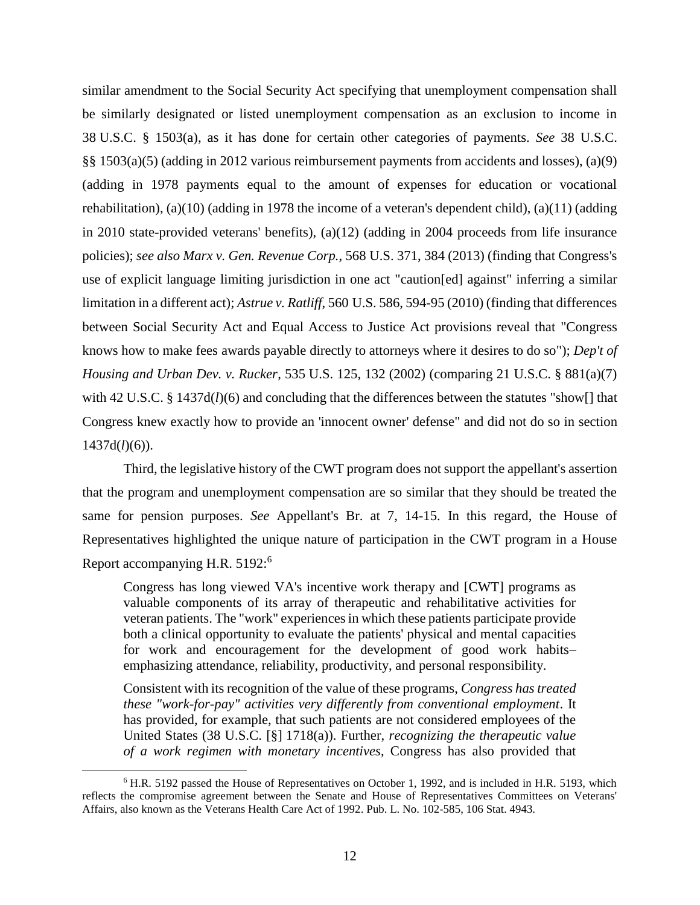similar amendment to the Social Security Act specifying that unemployment compensation shall be similarly designated or listed unemployment compensation as an exclusion to income in 38 U.S.C. § 1503(a), as it has done for certain other categories of payments. *See* 38 U.S.C. §§ 1503(a)(5) (adding in 2012 various reimbursement payments from accidents and losses), (a)(9) (adding in 1978 payments equal to the amount of expenses for education or vocational rehabilitation), (a)(10) (adding in 1978 the income of a veteran's dependent child), (a)(11) (adding in 2010 state-provided veterans' benefits), (a)(12) (adding in 2004 proceeds from life insurance policies); *see also Marx v. Gen. Revenue Corp.*, 568 U.S. 371, 384 (2013) (finding that Congress's use of explicit language limiting jurisdiction in one act "caution[ed] against" inferring a similar limitation in a different act); *Astrue v. Ratliff*, 560 U.S. 586, 594-95 (2010) (finding that differences between Social Security Act and Equal Access to Justice Act provisions reveal that "Congress knows how to make fees awards payable directly to attorneys where it desires to do so"); *Dep't of Housing and Urban Dev. v. Rucker*, 535 U.S. 125, 132 (2002) (comparing 21 U.S.C. § 881(a)(7) with 42 U.S.C. § 1437d(*l*)(6) and concluding that the differences between the statutes "show[] that Congress knew exactly how to provide an 'innocent owner' defense" and did not do so in section 1437d(*l*)(6)).

Third, the legislative history of the CWT program does not support the appellant's assertion that the program and unemployment compensation are so similar that they should be treated the same for pension purposes. *See* Appellant's Br. at 7, 14-15. In this regard, the House of Representatives highlighted the unique nature of participation in the CWT program in a House Report accompanying H.R. 5192:[6]

> Congress has long viewed VA's incentive work therapy and [CWT] programs as valuable components of its array of therapeutic and rehabilitative activities for veteran patients. The "work" experiences in which these patients participate provide both a clinical opportunity to evaluate the patients' physical and mental capacities for work and encouragement for the development of good work habits– emphasizing attendance, reliability, productivity, and personal responsibility.
>
> Consistent with its recognition of the value of these programs, *Congress has treated these "work-for-pay" activities very differently from conventional employment*. It has provided, for example, that such patients are not considered employees of the United States (38 U.S.C. [§] 1718(a)). Further, *recognizing the therapeutic value of a work regimen with monetary incentives*, Congress has also provided that

---

[6] H.R. 5192 passed the House of Representatives on October 1, 1992, and is included in H.R. 5193, which reflects the compromise agreement between the Senate and House of Representatives Committees on Veterans' Affairs, also known as the Veterans Health Care Act of 1992. Pub. L. No. 102-585, 106 Stat. 4943.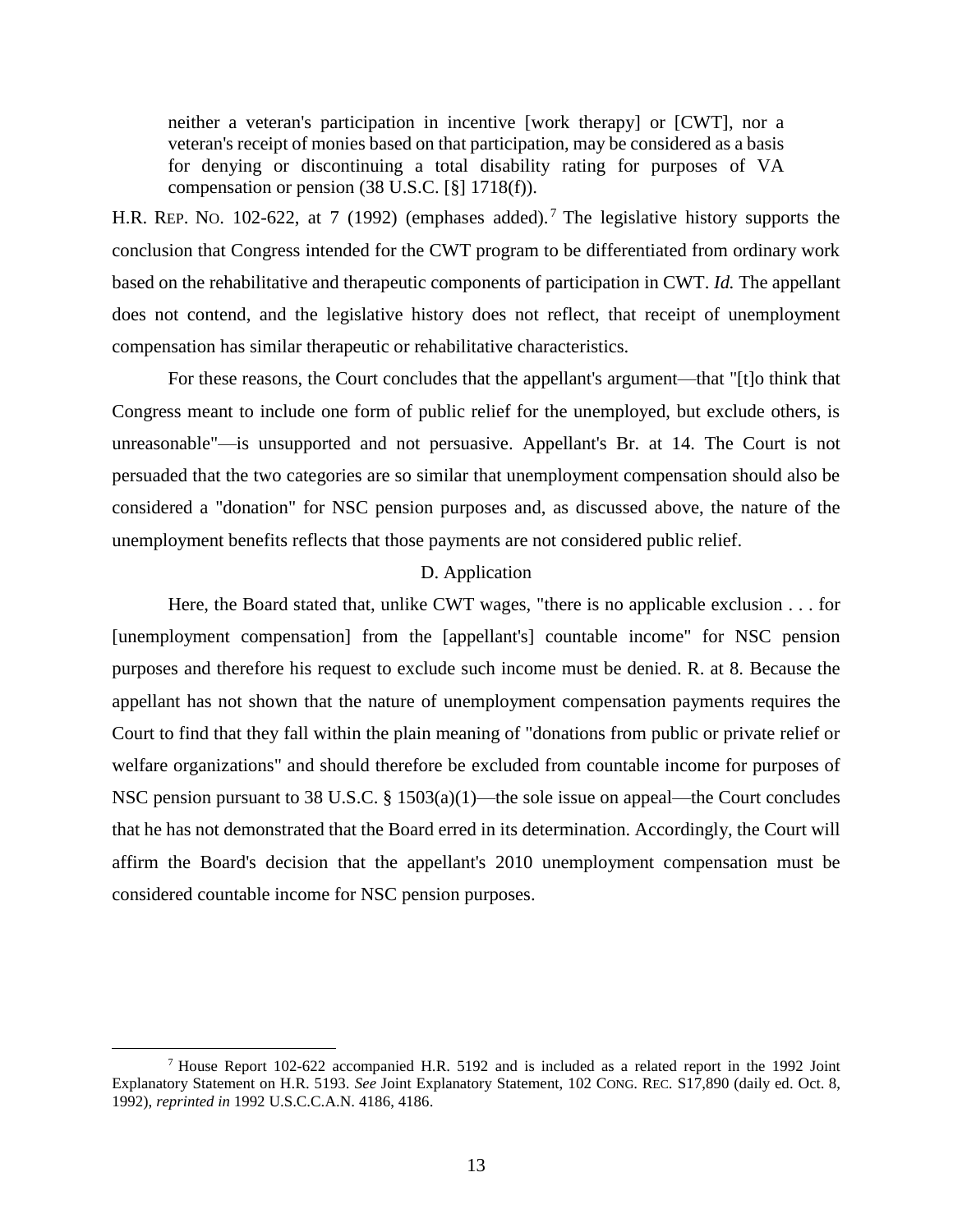> neither a veteran's participation in incentive [work therapy] or [CWT], nor a veteran's receipt of monies based on that participation, may be considered as a basis for denying or discontinuing a total disability rating for purposes of VA compensation or pension (38 U.S.C. [§] 1718(f)).

H.R. REP. NO. 102-622, at 7 (1992) (emphases added).[7] The legislative history supports the conclusion that Congress intended for the CWT program to be differentiated from ordinary work based on the rehabilitative and therapeutic components of participation in CWT. *Id.* The appellant does not contend, and the legislative history does not reflect, that receipt of unemployment compensation has similar therapeutic or rehabilitative characteristics.

For these reasons, the Court concludes that the appellant's argument—that "[t]o think that Congress meant to include one form of public relief for the unemployed, but exclude others, is unreasonable"—is unsupported and not persuasive. Appellant's Br. at 14. The Court is not persuaded that the two categories are so similar that unemployment compensation should also be considered a "donation" for NSC pension purposes and, as discussed above, the nature of the unemployment benefits reflects that those payments are not considered public relief.

### D. Application

Here, the Board stated that, unlike CWT wages, "there is no applicable exclusion . . . for [unemployment compensation] from the [appellant's] countable income" for NSC pension purposes and therefore his request to exclude such income must be denied. R. at 8. Because the appellant has not shown that the nature of unemployment compensation payments requires the Court to find that they fall within the plain meaning of "donations from public or private relief or welfare organizations" and should therefore be excluded from countable income for purposes of NSC pension pursuant to 38 U.S.C. § 1503(a)(1)—the sole issue on appeal—the Court concludes that he has not demonstrated that the Board erred in its determination. Accordingly, the Court will affirm the Board's decision that the appellant's 2010 unemployment compensation must be considered countable income for NSC pension purposes.

---

[7] House Report 102-622 accompanied H.R. 5192 and is included as a related report in the 1992 Joint Explanatory Statement on H.R. 5193. *See* Joint Explanatory Statement, 102 CONG. REC. S17,890 (daily ed. Oct. 8, 1992), *reprinted in* 1992 U.S.C.C.A.N. 4186, 4186.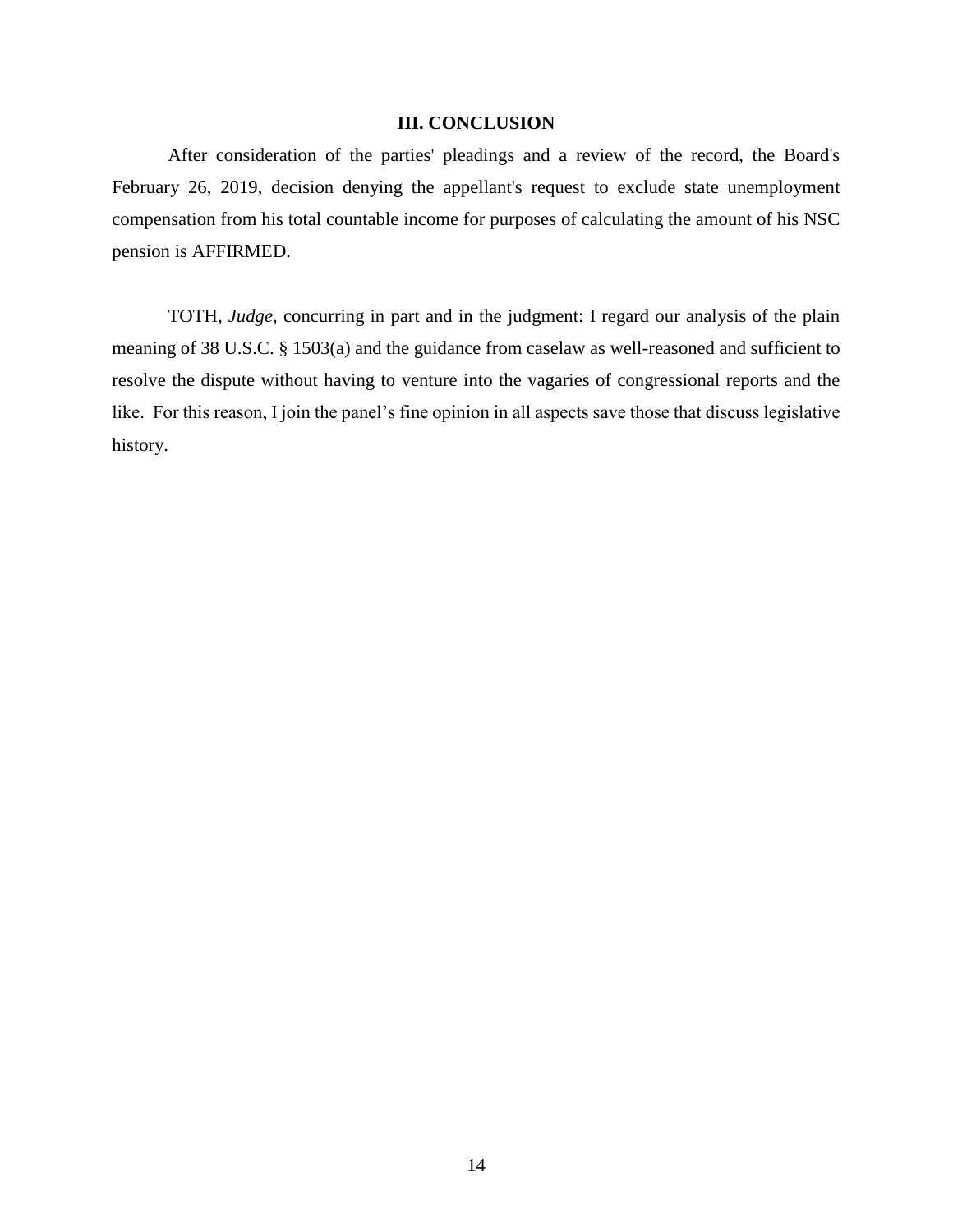## III. CONCLUSION

After consideration of the parties' pleadings and a review of the record, the Board's February 26, 2019, decision denying the appellant's request to exclude state unemployment compensation from his total countable income for purposes of calculating the amount of his NSC pension is AFFIRMED.

TOTH, *Judge*, concurring in part and in the judgment: I regard our analysis of the plain meaning of 38 U.S.C. § 1503(a) and the guidance from caselaw as well-reasoned and sufficient to resolve the dispute without having to venture into the vagaries of congressional reports and the like. For this reason, I join the panel's fine opinion in all aspects save those that discuss legislative history.